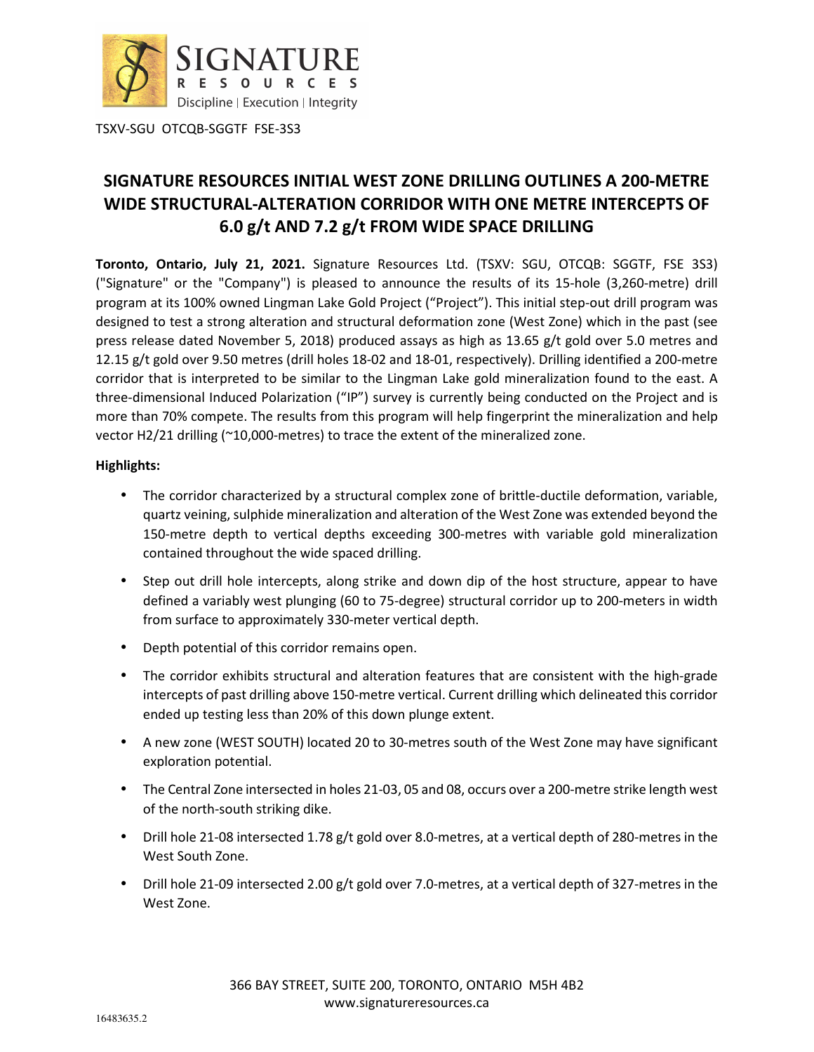TSXV-SGU OTCQB-SGGTF FSE-3S3

# SIGNATURE RESOURCES INITIAL WEST ZONE DRILLING OUTLINES A 200-METRE WIDE STRUCTURAL-ALTERATION CORRIDOR WITH ONE METRE INTERCEPTS OF 6.0 g/t AND 7.2 g/t FROM WIDE SPACE DRILLING

**Toronto, Ontario, July 21, 2021.** Signature Resources Ltd. (TSXV: SGU, OTCQB: SGGTF, FSE 3S3) ("Signature" or the "Company") is pleased to announce the results of its 15-hole (3,260-metre) drill program at its 100% owned Lingman Lake Gold Project ("Project"). This initial step-out drill program was designed to test a strong alteration and structural deformation zone (West Zone) which in the past (see press release dated November 5, 2018) produced assays as high as 13.65 g/t gold over 5.0 metres and 12.15 g/t gold over 9.50 metres (drill holes 18-02 and 18-01, respectively). Drilling identified a 200-metre corridor that is interpreted to be similar to the Lingman Lake gold mineralization found to the east. A three-dimensional Induced Polarization ("IP") survey is currently being conducted on the Project and is more than 70% compete. The results from this program will help fingerprint the mineralization and help vector H2/21 drilling (~10,000-metres) to trace the extent of the mineralized zone.

**Highlights:**

- The corridor characterized by a structural complex zone of brittle-ductile deformation, variable, quartz veining, sulphide mineralization and alteration of the West Zone was extended beyond the 150-metre depth to vertical depths exceeding 300-metres with variable gold mineralization contained throughout the wide spaced drilling.
- Step out drill hole intercepts, along strike and down dip of the host structure, appear to have defined a variably west plunging (60 to 75-degree) structural corridor up to 200-meters in width from surface to approximately 330-meter vertical depth.
- Depth potential of this corridor remains open.
- The corridor exhibits structural and alteration features that are consistent with the high-grade intercepts of past drilling above 150-metre vertical. Current drilling which delineated this corridor ended up testing less than 20% of this down plunge extent.
- A new zone (WEST SOUTH) located 20 to 30-metres south of the West Zone may have significant exploration potential.
- The Central Zone intersected in holes 21-03, 05 and 08, occurs over a 200-metre strike length west of the north-south striking dike.
- Drill hole 21-08 intersected 1.78 g/t gold over 8.0-metres, at a vertical depth of 280-metres in the West South Zone.
- Drill hole 21-09 intersected 2.00 g/t gold over 7.0-metres, at a vertical depth of 327-metres in the West Zone.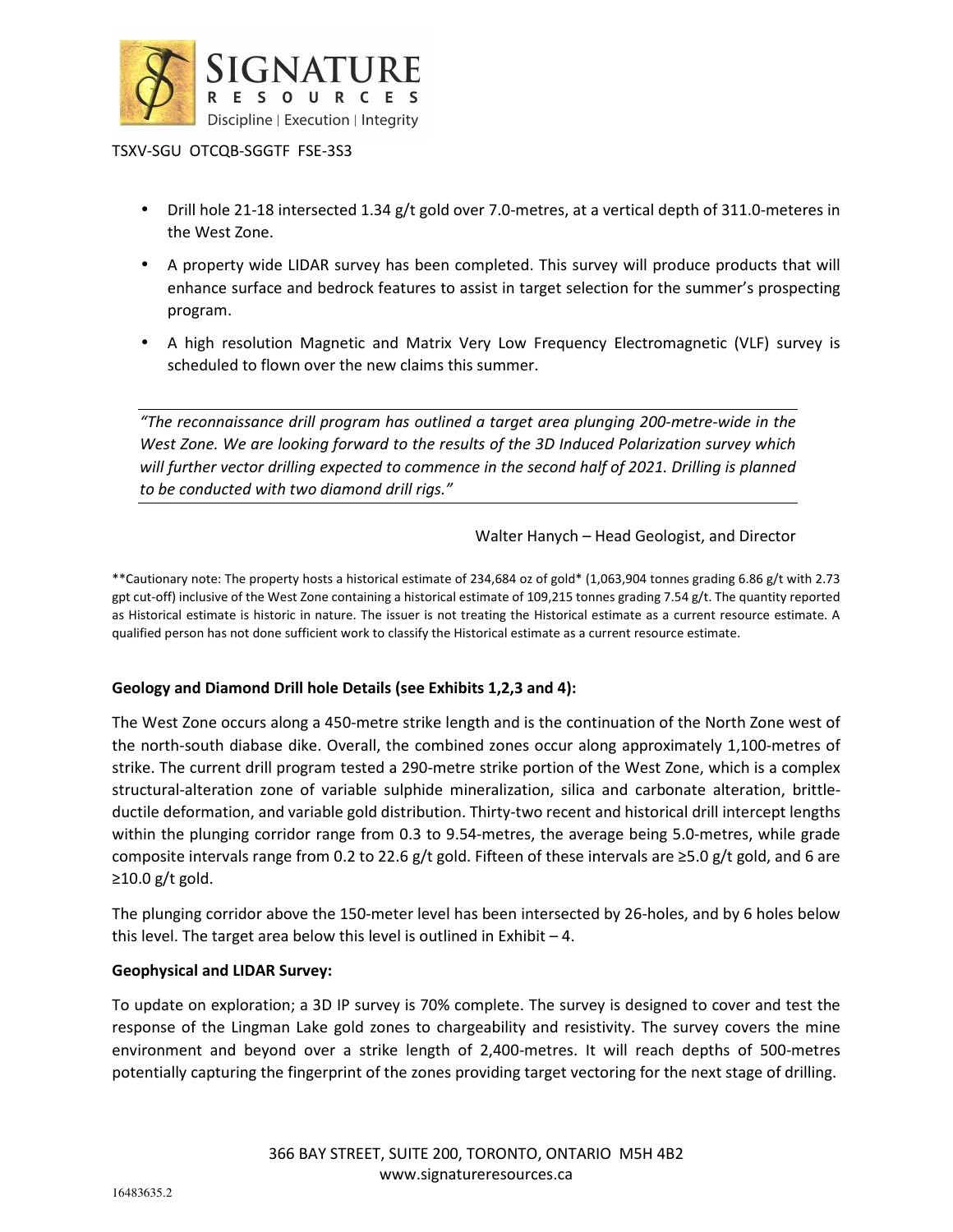TSXV-SGU OTCQB-SGGTF FSE-3S3

- Drill hole 21-18 intersected 1.34 g/t gold over 7.0-metres, at a vertical depth of 311.0-meteres in the West Zone.
- A property wide LIDAR survey has been completed. This survey will produce products that will enhance surface and bedrock features to assist in target selection for the summer's prospecting program.
- A high resolution Magnetic and Matrix Very Low Frequency Electromagnetic (VLF) survey is scheduled to flown over the new claims this summer.

---

*"The reconnaissance drill program has outlined a target area plunging 200-metre-wide in the West Zone. We are looking forward to the results of the 3D Induced Polarization survey which will further vector drilling expected to commence in the second half of 2021. Drilling is planned to be conducted with two diamond drill rigs."*

---

Walter Hanych – Head Geologist, and Director

**Cautionary note: The property hosts a historical estimate of 234,684 oz of gold* (1,063,904 tonnes grading 6.86 g/t with 2.73 gpt cut-off) inclusive of the West Zone containing a historical estimate of 109,215 tonnes grading 7.54 g/t. The quantity reported as Historical estimate is historic in nature. The issuer is not treating the Historical estimate as a current resource estimate. A qualified person has not done sufficient work to classify the Historical estimate as a current resource estimate.

**Geology and Diamond Drill hole Details (see Exhibits 1,2,3 and 4):**

The West Zone occurs along a 450-metre strike length and is the continuation of the North Zone west of the north-south diabase dike. Overall, the combined zones occur along approximately 1,100-metres of strike. The current drill program tested a 290-metre strike portion of the West Zone, which is a complex structural-alteration zone of variable sulphide mineralization, silica and carbonate alteration, brittle-ductile deformation, and variable gold distribution. Thirty-two recent and historical drill intercept lengths within the plunging corridor range from 0.3 to 9.54-metres, the average being 5.0-metres, while grade composite intervals range from 0.2 to 22.6 g/t gold. Fifteen of these intervals are ≥5.0 g/t gold, and 6 are ≥10.0 g/t gold.

The plunging corridor above the 150-meter level has been intersected by 26-holes, and by 6 holes below this level. The target area below this level is outlined in Exhibit – 4.

**Geophysical and LIDAR Survey:**

To update on exploration; a 3D IP survey is 70% complete. The survey is designed to cover and test the response of the Lingman Lake gold zones to chargeability and resistivity. The survey covers the mine environment and beyond over a strike length of 2,400-metres. It will reach depths of 500-metres potentially capturing the fingerprint of the zones providing target vectoring for the next stage of drilling.

366 BAY STREET, SUITE 200, TORONTO, ONTARIO M5H 4B2
www.signatureresources.ca

16483635.2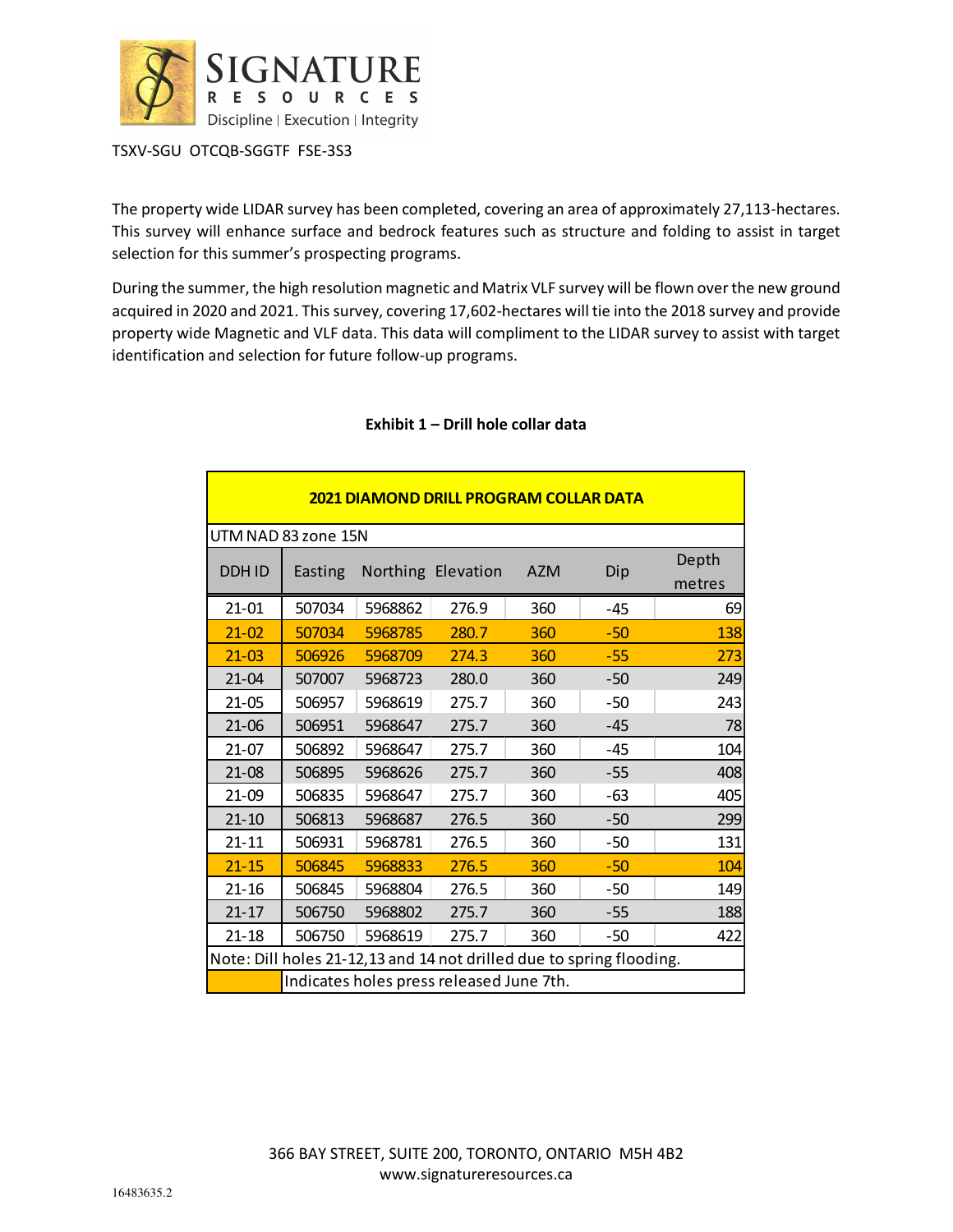TSXV-SGU OTCQB-SGGTF FSE-3S3

The property wide LIDAR survey has been completed, covering an area of approximately 27,113-hectares. This survey will enhance surface and bedrock features such as structure and folding to assist in target selection for this summer's prospecting programs.

During the summer, the high resolution magnetic and Matrix VLF survey will be flown over the new ground acquired in 2020 and 2021. This survey, covering 17,602-hectares will tie into the 2018 survey and provide property wide Magnetic and VLF data. This data will compliment to the LIDAR survey to assist with target identification and selection for future follow-up programs.

**Exhibit 1 – Drill hole collar data**

| **2021 DIAMOND DRILL PROGRAM COLLAR DATA** | | | | | | |
|---|---|---|---|---|---|---|
| UTM NAD 83 zone 15N | | | | | | |
| DDH ID | Easting | Northing | Elevation | AZM | Dip | Depth metres |
| 21-01 | 507034 | 5968862 | 276.9 | 360 | -45 | 69 |
| 21-02 | 507034 | 5968785 | 280.7 | 360 | -50 | 138 |
| 21-03 | 506926 | 5968709 | 274.3 | 360 | -55 | 273 |
| 21-04 | 507007 | 5968723 | 280.0 | 360 | -50 | 249 |
| 21-05 | 506957 | 5968619 | 275.7 | 360 | -50 | 243 |
| 21-06 | 506951 | 5968647 | 275.7 | 360 | -45 | 78 |
| 21-07 | 506892 | 5968647 | 275.7 | 360 | -45 | 104 |
| 21-08 | 506895 | 5968626 | 275.7 | 360 | -55 | 408 |
| 21-09 | 506835 | 5968647 | 275.7 | 360 | -63 | 405 |
| 21-10 | 506813 | 5968687 | 276.5 | 360 | -50 | 299 |
| 21-11 | 506931 | 5968781 | 276.5 | 360 | -50 | 131 |
| 21-15 | 506845 | 5968833 | 276.5 | 360 | -50 | 104 |
| 21-16 | 506845 | 5968804 | 276.5 | 360 | -50 | 149 |
| 21-17 | 506750 | 5968802 | 275.7 | 360 | -55 | 188 |
| 21-18 | 506750 | 5968619 | 275.7 | 360 | -50 | 422 |
| Note: Dill holes 21-12,13 and 14 not drilled due to spring flooding. | | | | | | |
| (highlighted) | Indicates holes press released June 7th. | | | | | |

366 BAY STREET, SUITE 200, TORONTO, ONTARIO M5H 4B2
www.signatureresources.ca

16483635.2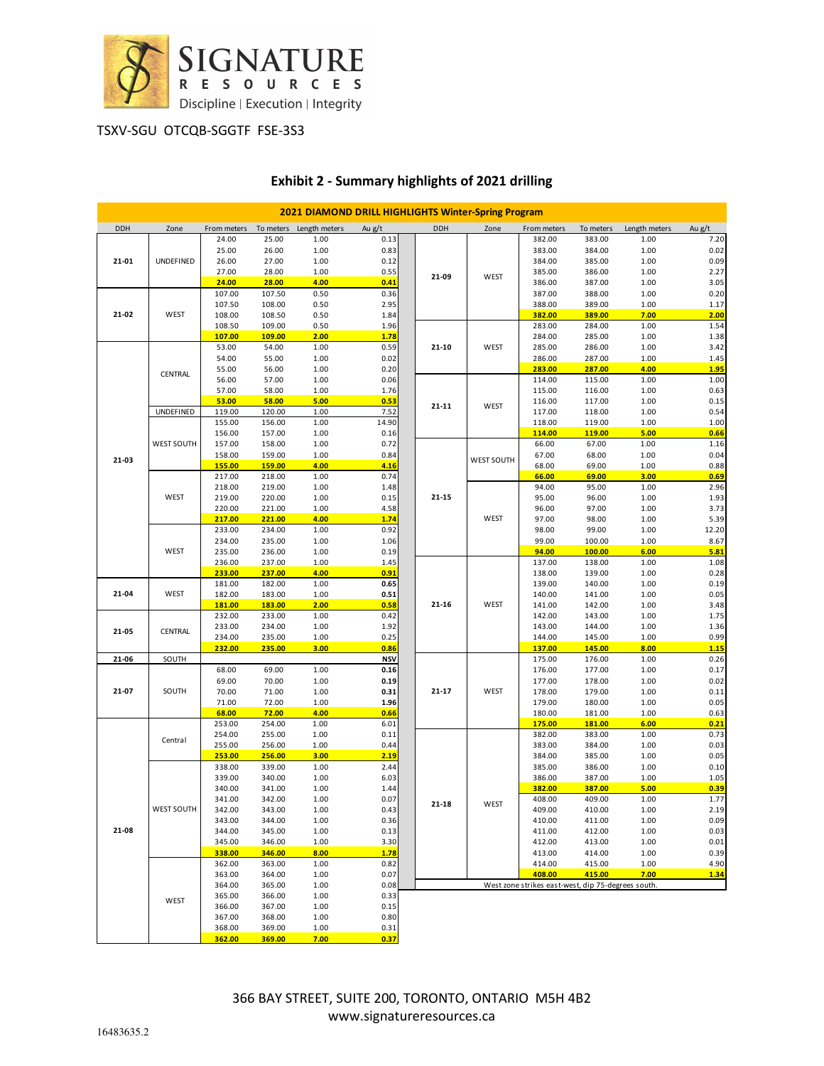TSXV-SGU OTCQB-SGGTF FSE-3S3

## Exhibit 2 - Summary highlights of 2021 drilling

**2021 DIAMOND DRILL HIGHLIGHTS Winter-Spring Program**

| DDH | Zone | From meters | To meters | Length meters | Au g/t |
|---|---|---|---|---|---|
| 21-01 | UNDEFINED | 24.00 | 25.00 | 1.00 | 0.13 |
| | | 25.00 | 26.00 | 1.00 | 0.83 |
| | | 26.00 | 27.00 | 1.00 | 0.12 |
| | | 27.00 | 28.00 | 1.00 | 0.55 |
| | | **24.00** | **28.00** | **4.00** | **0.41** |
| 21-02 | WEST | 107.00 | 107.50 | 0.50 | 0.36 |
| | | 107.50 | 108.00 | 0.50 | 2.95 |
| | | 108.00 | 108.50 | 0.50 | 1.84 |
| | | 108.50 | 109.00 | 0.50 | 1.96 |
| | | **107.00** | **109.00** | **2.00** | **1.78** |
| 21-03 | CENTRAL | 53.00 | 54.00 | 1.00 | 0.59 |
| | | 54.00 | 55.00 | 1.00 | 0.02 |
| | | 55.00 | 56.00 | 1.00 | 0.20 |
| | | 56.00 | 57.00 | 1.00 | 0.06 |
| | | 57.00 | 58.00 | 1.00 | 1.76 |
| | | **53.00** | **58.00** | **5.00** | **0.53** |
| | UNDEFINED | 119.00 | 120.00 | 1.00 | 7.52 |
| | WEST SOUTH | 155.00 | 156.00 | 1.00 | 14.90 |
| | | 156.00 | 157.00 | 1.00 | 0.16 |
| | | 157.00 | 158.00 | 1.00 | 0.72 |
| | | 158.00 | 159.00 | 1.00 | 0.84 |
| | | **155.00** | **159.00** | **4.00** | **4.16** |
| | WEST | 217.00 | 218.00 | 1.00 | 0.74 |
| | | 218.00 | 219.00 | 1.00 | 1.48 |
| | | 219.00 | 220.00 | 1.00 | 0.15 |
| | | 220.00 | 221.00 | 1.00 | 4.58 |
| | | **217.00** | **221.00** | **4.00** | **1.74** |
| | WEST | 233.00 | 234.00 | 1.00 | 0.92 |
| | | 234.00 | 235.00 | 1.00 | 1.06 |
| | | 235.00 | 236.00 | 1.00 | 0.19 |
| | | 236.00 | 237.00 | 1.00 | 1.45 |
| | | **233.00** | **237.00** | **4.00** | **0.91** |
| 21-04 | WEST | 181.00 | 182.00 | 1.00 | 0.65 |
| | | 182.00 | 183.00 | 1.00 | 0.51 |
| | | **181.00** | **183.00** | **2.00** | **0.58** |
| 21-05 | CENTRAL | 232.00 | 233.00 | 1.00 | 0.42 |
| | | 233.00 | 234.00 | 1.00 | 1.92 |
| | | 234.00 | 235.00 | 1.00 | 0.25 |
| | | **232.00** | **235.00** | **3.00** | **0.86** |
| 21-06 | SOUTH | | | | NSV |
| 21-07 | SOUTH | 68.00 | 69.00 | 1.00 | 0.16 |
| | | 69.00 | 70.00 | 1.00 | 0.19 |
| | | 70.00 | 71.00 | 1.00 | 0.31 |
| | | 71.00 | 72.00 | 1.00 | 1.96 |
| | | **68.00** | **72.00** | **4.00** | **0.66** |
| 21-08 | Central | 253.00 | 254.00 | 1.00 | 6.01 |
| | | 254.00 | 255.00 | 1.00 | 0.11 |
| | | 255.00 | 256.00 | 1.00 | 0.44 |
| | | **253.00** | **256.00** | **3.00** | **2.19** |
| | WEST SOUTH | 338.00 | 339.00 | 1.00 | 2.44 |
| | | 339.00 | 340.00 | 1.00 | 6.03 |
| | | 340.00 | 341.00 | 1.00 | 1.44 |
| | | 341.00 | 342.00 | 1.00 | 0.07 |
| | | 342.00 | 343.00 | 1.00 | 0.43 |
| | | 343.00 | 344.00 | 1.00 | 0.36 |
| | | 344.00 | 345.00 | 1.00 | 0.13 |
| | | 345.00 | 346.00 | 1.00 | 3.30 |
| | | **338.00** | **346.00** | **8.00** | **1.78** |
| | WEST | 362.00 | 363.00 | 1.00 | 0.82 |
| | | 363.00 | 364.00 | 1.00 | 0.07 |
| | | 364.00 | 365.00 | 1.00 | 0.08 |
| | | 365.00 | 366.00 | 1.00 | 0.33 |
| | | 366.00 | 367.00 | 1.00 | 0.15 |
| | | 367.00 | 368.00 | 1.00 | 0.80 |
| | | 368.00 | 369.00 | 1.00 | 0.31 |
| | | **362.00** | **369.00** | **7.00** | **0.37** |
| 21-09 | WEST | 382.00 | 383.00 | 1.00 | 7.20 |
| | | 383.00 | 384.00 | 1.00 | 0.02 |
| | | 384.00 | 385.00 | 1.00 | 0.09 |
| | | 385.00 | 386.00 | 1.00 | 2.27 |
| | | 386.00 | 387.00 | 1.00 | 3.05 |
| | | 387.00 | 388.00 | 1.00 | 0.20 |
| | | 388.00 | 389.00 | 1.00 | 1.17 |
| | | **382.00** | **389.00** | **7.00** | **2.00** |
| 21-10 | WEST | 283.00 | 284.00 | 1.00 | 1.54 |
| | | 284.00 | 285.00 | 1.00 | 1.38 |
| | | 285.00 | 286.00 | 1.00 | 3.42 |
| | | 286.00 | 287.00 | 1.00 | 1.45 |
| | | **283.00** | **287.00** | **4.00** | **1.95** |
| 21-11 | WEST | 114.00 | 115.00 | 1.00 | 1.00 |
| | | 115.00 | 116.00 | 1.00 | 0.63 |
| | | 116.00 | 117.00 | 1.00 | 0.15 |
| | | 117.00 | 118.00 | 1.00 | 0.54 |
| | | 118.00 | 119.00 | 1.00 | 1.00 |
| | | **114.00** | **119.00** | **5.00** | **0.66** |
| 21-15 | WEST SOUTH | 66.00 | 67.00 | 1.00 | 1.16 |
| | | 67.00 | 68.00 | 1.00 | 0.04 |
| | | 68.00 | 69.00 | 1.00 | 0.88 |
| | | **66.00** | **69.00** | **3.00** | **0.69** |
| | WEST | 94.00 | 95.00 | 1.00 | 2.96 |
| | | 95.00 | 96.00 | 1.00 | 1.93 |
| | | 96.00 | 97.00 | 1.00 | 3.73 |
| | | 97.00 | 98.00 | 1.00 | 5.39 |
| | | 98.00 | 99.00 | 1.00 | 12.20 |
| | | 99.00 | 100.00 | 1.00 | 8.67 |
| | | **94.00** | **100.00** | **6.00** | **5.81** |
| 21-16 | WEST | 137.00 | 138.00 | 1.00 | 1.08 |
| | | 138.00 | 139.00 | 1.00 | 0.28 |
| | | 139.00 | 140.00 | 1.00 | 0.19 |
| | | 140.00 | 141.00 | 1.00 | 0.05 |
| | | 141.00 | 142.00 | 1.00 | 3.48 |
| | | 142.00 | 143.00 | 1.00 | 1.75 |
| | | 143.00 | 144.00 | 1.00 | 1.36 |
| | | 144.00 | 145.00 | 1.00 | 0.99 |
| | | **137.00** | **145.00** | **8.00** | **1.15** |
| 21-17 | WEST | 175.00 | 176.00 | 1.00 | 0.26 |
| | | 176.00 | 177.00 | 1.00 | 0.17 |
| | | 177.00 | 178.00 | 1.00 | 0.02 |
| | | 178.00 | 179.00 | 1.00 | 0.11 |
| | | 179.00 | 180.00 | 1.00 | 0.05 |
| | | 180.00 | 181.00 | 1.00 | 0.63 |
| | | **175.00** | **181.00** | **6.00** | **0.21** |
| 21-18 | WEST | 382.00 | 383.00 | 1.00 | 0.73 |
| | | 383.00 | 384.00 | 1.00 | 0.03 |
| | | 384.00 | 385.00 | 1.00 | 0.05 |
| | | 385.00 | 386.00 | 1.00 | 0.10 |
| | | 386.00 | 387.00 | 1.00 | 1.05 |
| | | **382.00** | **387.00** | **5.00** | **0.39** |
| | | 408.00 | 409.00 | 1.00 | 1.77 |
| | | 409.00 | 410.00 | 1.00 | 2.19 |
| | | 410.00 | 411.00 | 1.00 | 0.09 |
| | | 411.00 | 412.00 | 1.00 | 0.03 |
| | | 412.00 | 413.00 | 1.00 | 0.01 |
| | | 413.00 | 414.00 | 1.00 | 0.39 |
| | | 414.00 | 415.00 | 1.00 | 4.90 |
| | | **408.00** | **415.00** | **7.00** | **1.34** |

West zone strikes east-west, dip 75-degrees south.

366 BAY STREET, SUITE 200, TORONTO, ONTARIO M5H 4B2
www.signatureresources.ca

16483635.2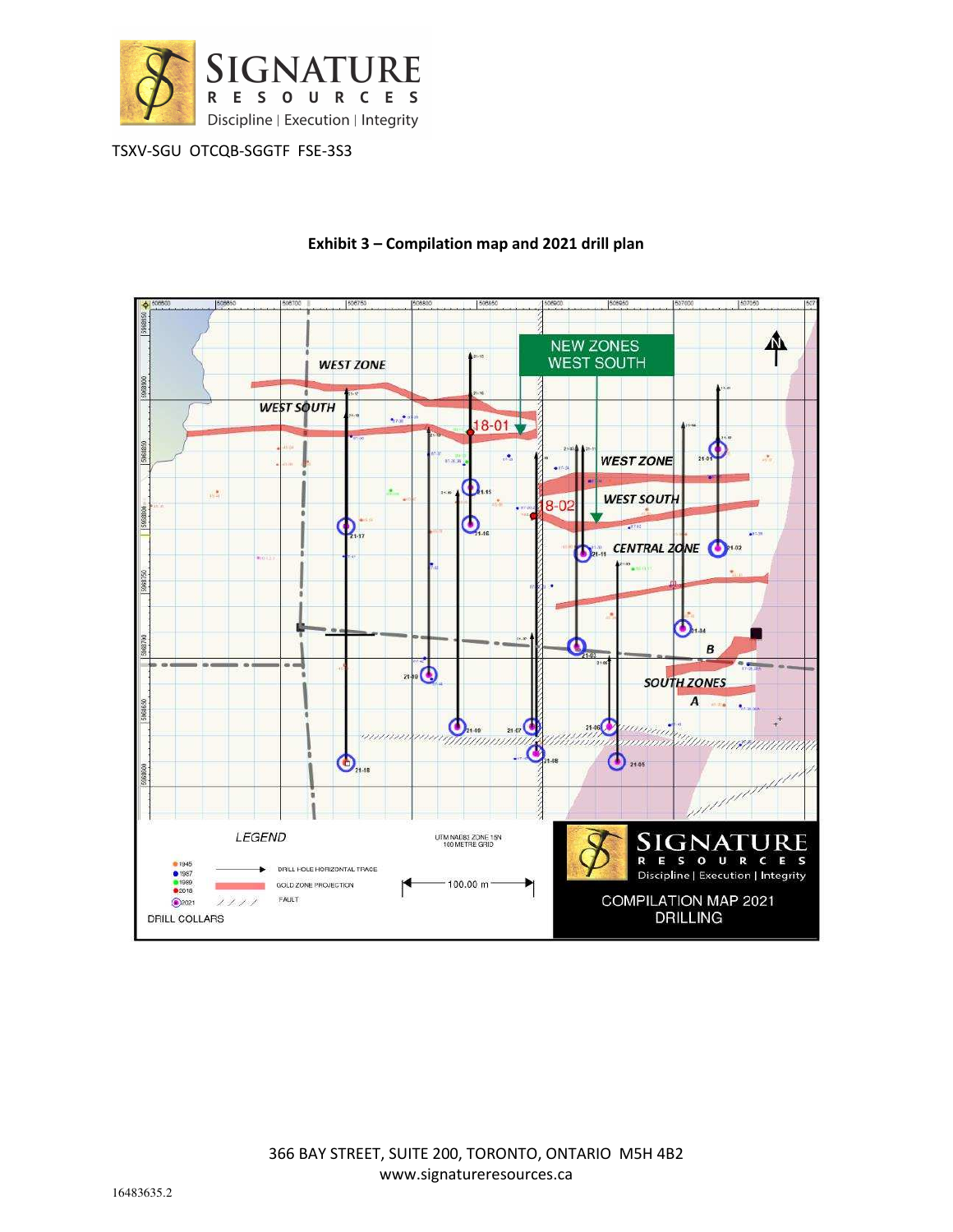TSXV-SGU OTCQB-SGGTF FSE-3S3

**Exhibit 3 – Compilation map and 2021 drill plan**

366 BAY STREET, SUITE 200, TORONTO, ONTARIO M5H 4B2
www.signatureresources.ca

16483635.2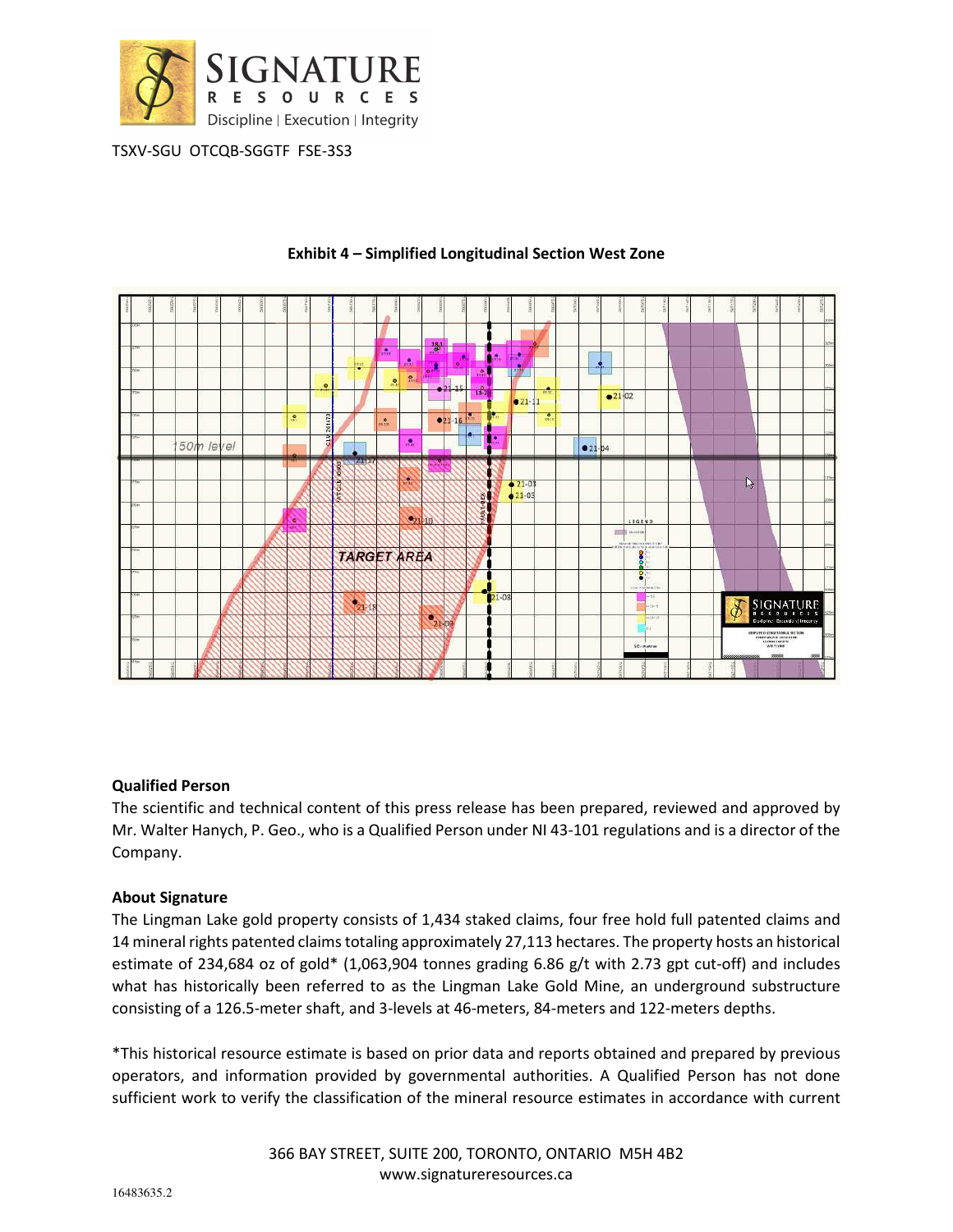**Exhibit 4 – Simplified Longitudinal Section West Zone**

**Qualified Person**

The scientific and technical content of this press release has been prepared, reviewed and approved by Mr. Walter Hanych, P. Geo., who is a Qualified Person under NI 43-101 regulations and is a director of the Company.

**About Signature**

The Lingman Lake gold property consists of 1,434 staked claims, four free hold full patented claims and 14 mineral rights patented claims totaling approximately 27,113 hectares. The property hosts an historical estimate of 234,684 oz of gold* (1,063,904 tonnes grading 6.86 g/t with 2.73 gpt cut-off) and includes what has historically been referred to as the Lingman Lake Gold Mine, an underground substructure consisting of a 126.5-meter shaft, and 3-levels at 46-meters, 84-meters and 122-meters depths.

*This historical resource estimate is based on prior data and reports obtained and prepared by previous operators, and information provided by governmental authorities. A Qualified Person has not done sufficient work to verify the classification of the mineral resource estimates in accordance with current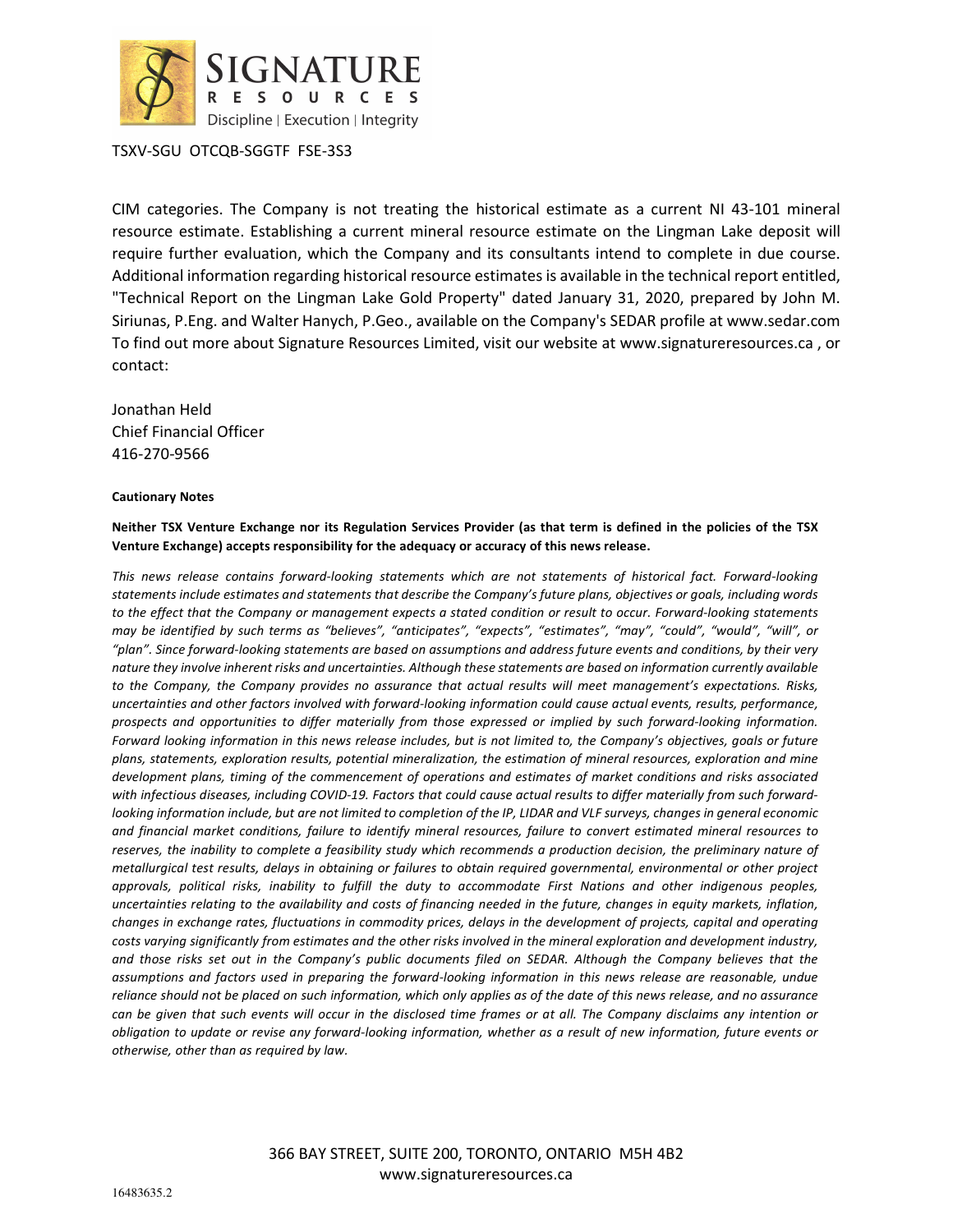CIM categories. The Company is not treating the historical estimate as a current NI 43-101 mineral resource estimate. Establishing a current mineral resource estimate on the Lingman Lake deposit will require further evaluation, which the Company and its consultants intend to complete in due course. Additional information regarding historical resource estimates is available in the technical report entitled, "Technical Report on the Lingman Lake Gold Property" dated January 31, 2020, prepared by John M. Siriunas, P.Eng. and Walter Hanych, P.Geo., available on the Company's SEDAR profile at www.sedar.com
To find out more about Signature Resources Limited, visit our website at www.signatureresources.ca , or contact:

Jonathan Held
Chief Financial Officer
416-270-9566

**Cautionary Notes**

**Neither TSX Venture Exchange nor its Regulation Services Provider (as that term is defined in the policies of the TSX Venture Exchange) accepts responsibility for the adequacy or accuracy of this news release.**

*This news release contains forward-looking statements which are not statements of historical fact. Forward-looking statements include estimates and statements that describe the Company's future plans, objectives or goals, including words to the effect that the Company or management expects a stated condition or result to occur. Forward-looking statements may be identified by such terms as "believes", "anticipates", "expects", "estimates", "may", "could", "would", "will", or "plan". Since forward-looking statements are based on assumptions and address future events and conditions, by their very nature they involve inherent risks and uncertainties. Although these statements are based on information currently available to the Company, the Company provides no assurance that actual results will meet management's expectations. Risks, uncertainties and other factors involved with forward-looking information could cause actual events, results, performance, prospects and opportunities to differ materially from those expressed or implied by such forward-looking information. Forward looking information in this news release includes, but is not limited to, the Company's objectives, goals or future plans, statements, exploration results, potential mineralization, the estimation of mineral resources, exploration and mine development plans, timing of the commencement of operations and estimates of market conditions and risks associated with infectious diseases, including COVID-19. Factors that could cause actual results to differ materially from such forward-looking information include, but are not limited to completion of the IP, LIDAR and VLF surveys, changes in general economic and financial market conditions, failure to identify mineral resources, failure to convert estimated mineral resources to reserves, the inability to complete a feasibility study which recommends a production decision, the preliminary nature of metallurgical test results, delays in obtaining or failures to obtain required governmental, environmental or other project approvals, political risks, inability to fulfill the duty to accommodate First Nations and other indigenous peoples, uncertainties relating to the availability and costs of financing needed in the future, changes in equity markets, inflation, changes in exchange rates, fluctuations in commodity prices, delays in the development of projects, capital and operating costs varying significantly from estimates and the other risks involved in the mineral exploration and development industry, and those risks set out in the Company's public documents filed on SEDAR. Although the Company believes that the assumptions and factors used in preparing the forward-looking information in this news release are reasonable, undue reliance should not be placed on such information, which only applies as of the date of this news release, and no assurance can be given that such events will occur in the disclosed time frames or at all. The Company disclaims any intention or obligation to update or revise any forward-looking information, whether as a result of new information, future events or otherwise, other than as required by law.*